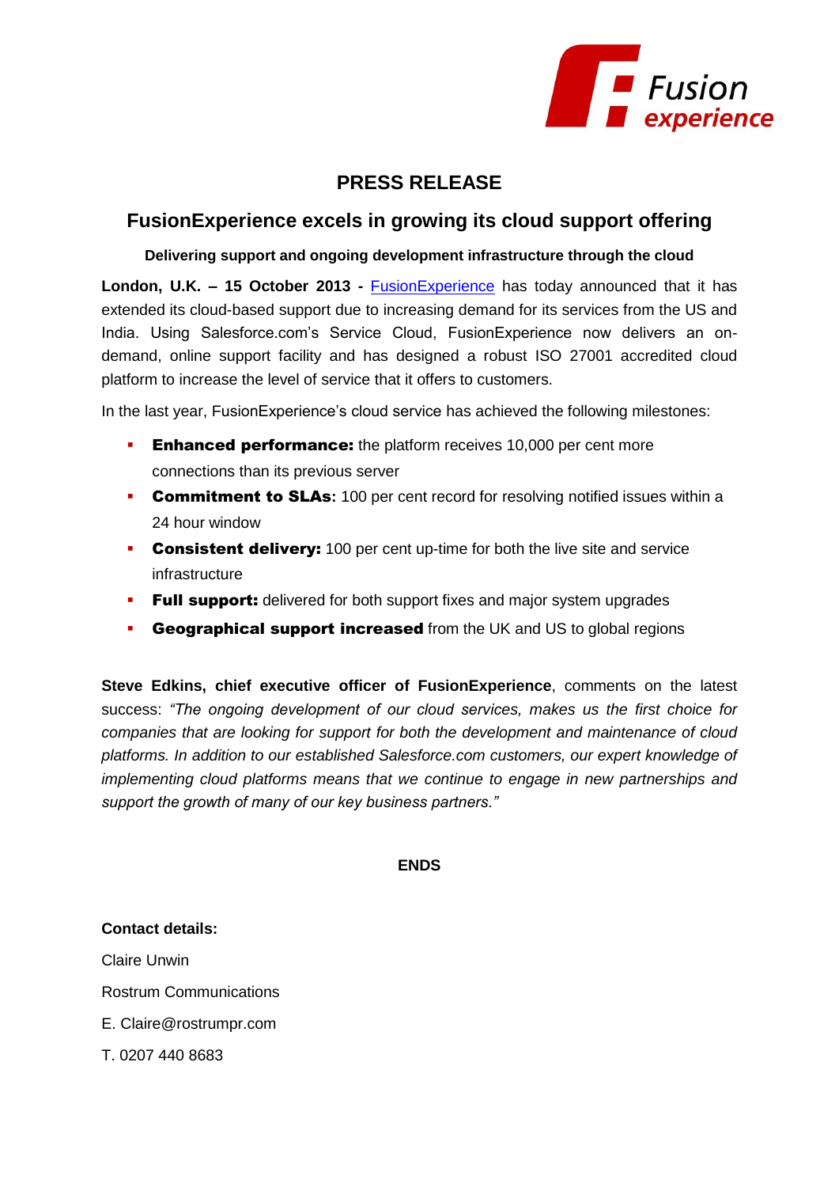# PRESS RELEASE

## FusionExperience excels in growing its cloud support offering

**Delivering support and ongoing development infrastructure through the cloud**

**London, U.K. – 15 October 2013 -** FusionExperience has today announced that it has extended its cloud-based support due to increasing demand for its services from the US and India. Using Salesforce.com's Service Cloud, FusionExperience now delivers an on-demand, online support facility and has designed a robust ISO 27001 accredited cloud platform to increase the level of service that it offers to customers.

In the last year, FusionExperience's cloud service has achieved the following milestones:

- **Enhanced performance:** the platform receives 10,000 per cent more connections than its previous server
- **Commitment to SLAs:** 100 per cent record for resolving notified issues within a 24 hour window
- **Consistent delivery:** 100 per cent up-time for both the live site and service infrastructure
- **Full support:** delivered for both support fixes and major system upgrades
- **Geographical support increased** from the UK and US to global regions

**Steve Edkins, chief executive officer of FusionExperience**, comments on the latest success: *"The ongoing development of our cloud services, makes us the first choice for companies that are looking for support for both the development and maintenance of cloud platforms. In addition to our established Salesforce.com customers, our expert knowledge of implementing cloud platforms means that we continue to engage in new partnerships and support the growth of many of our key business partners."*

**ENDS**

**Contact details:**

Claire Unwin

Rostrum Communications

E. Claire@rostrumpr.com

T. 0207 440 8683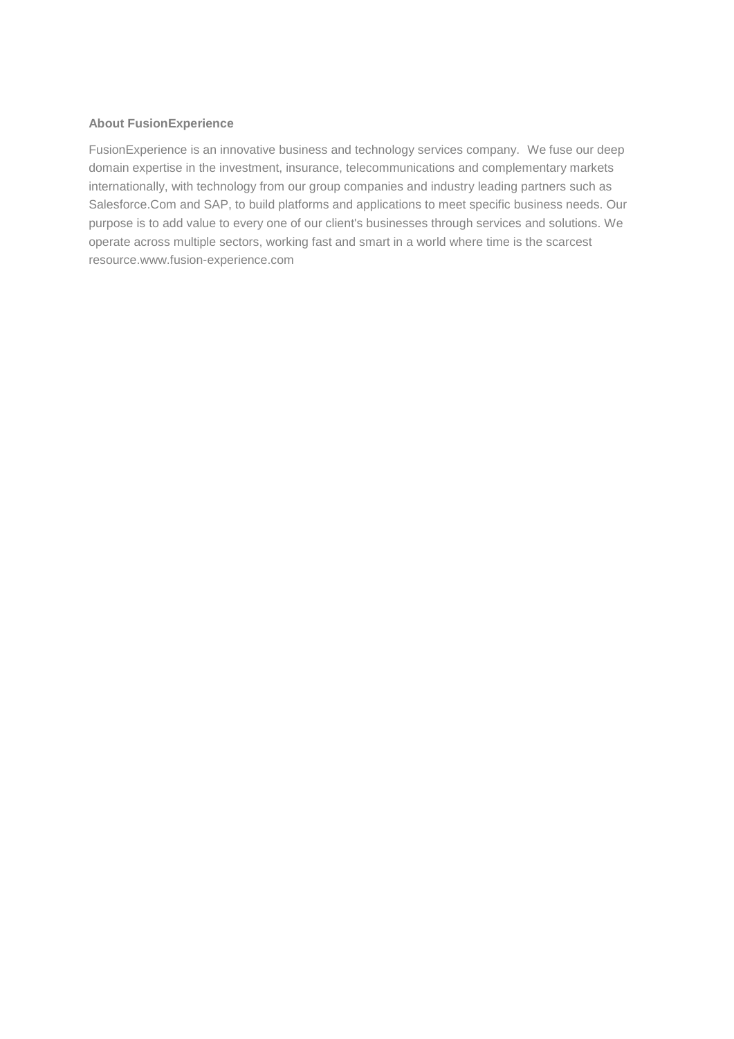**About FusionExperience**

FusionExperience is an innovative business and technology services company. We fuse our deep domain expertise in the investment, insurance, telecommunications and complementary markets internationally, with technology from our group companies and industry leading partners such as Salesforce.Com and SAP, to build platforms and applications to meet specific business needs. Our purpose is to add value to every one of our client's businesses through services and solutions. We operate across multiple sectors, working fast and smart in a world where time is the scarcest resource.www.fusion-experience.com